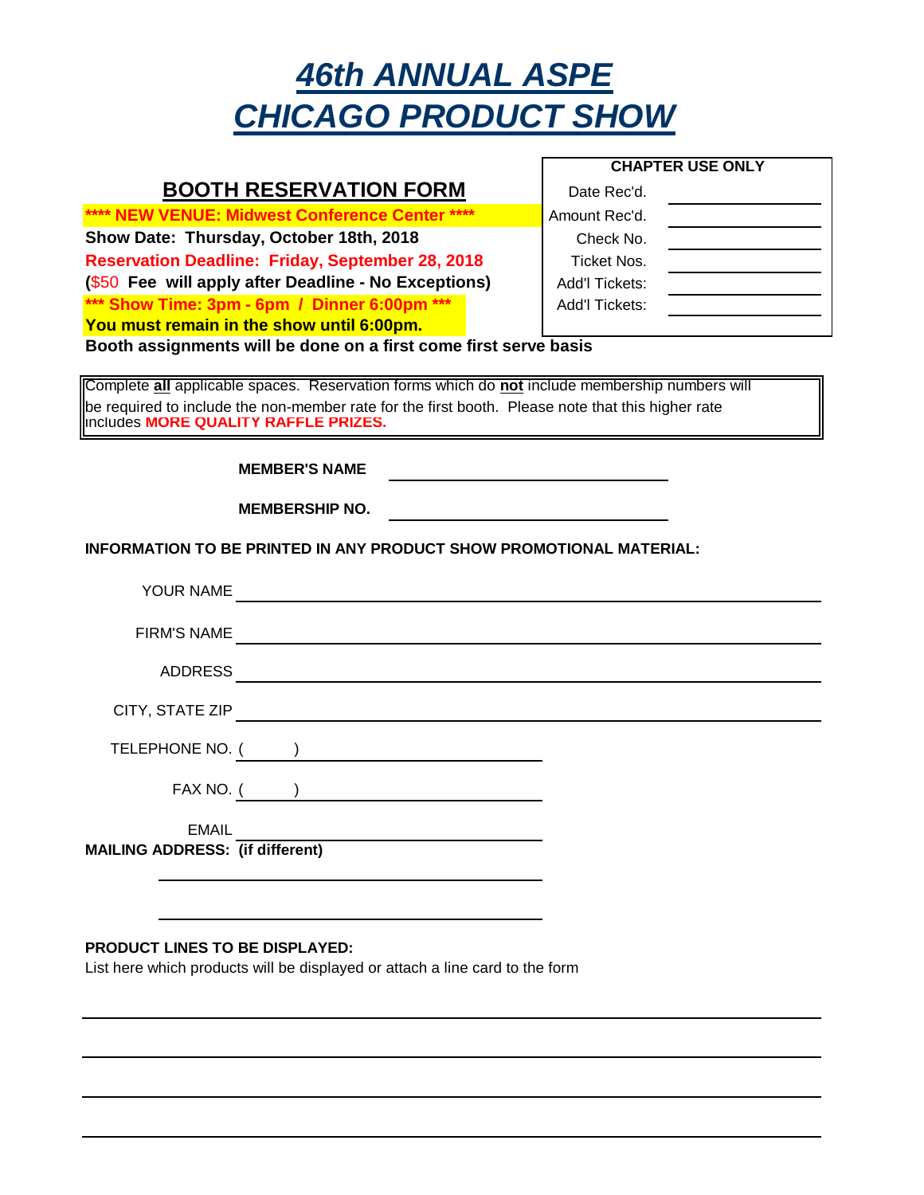# 46th ANNUAL ASPE CHICAGO PRODUCT SHOW

## BOOTH RESERVATION FORM

**\*\*\*\* NEW VENUE: Midwest Conference Center \*\*\*\***

**Show Date: Thursday, October 18th, 2018**

**Reservation Deadline: Friday, September 28, 2018**

**(**$50 **Fee will apply after Deadline - No Exceptions)**

**\*\*\* Show Time: 3pm - 6pm / Dinner 6:00pm \*\*\***

**You must remain in the show until 6:00pm.**

**Booth assignments will be done on a first come first serve basis**

| CHAPTER USE ONLY | |
|---|---|
| Date Rec'd. | |
| Amount Rec'd. | |
| Check No. | |
| Ticket Nos. | |
| Add'l Tickets: | |
| Add'l Tickets: | |

Complete **all** applicable spaces. Reservation forms which do **not** include membership numbers will be required to include the non-member rate for the first booth. Please note that this higher rate includes **MORE QUALITY RAFFLE PRIZES.**

**MEMBER'S NAME** ______________________

**MEMBERSHIP NO.** ______________________

**INFORMATION TO BE PRINTED IN ANY PRODUCT SHOW PROMOTIONAL MATERIAL:**

YOUR NAME ______________________

FIRM'S NAME ______________________

ADDRESS ______________________

CITY, STATE ZIP ______________________

TELEPHONE NO. (      ) ______________________

FAX NO. (      ) ______________________

EMAIL ______________________

**MAILING ADDRESS: (if different)**

______________________

______________________

**PRODUCT LINES TO BE DISPLAYED:**

List here which products will be displayed or attach a line card to the form

______________________

______________________

______________________

______________________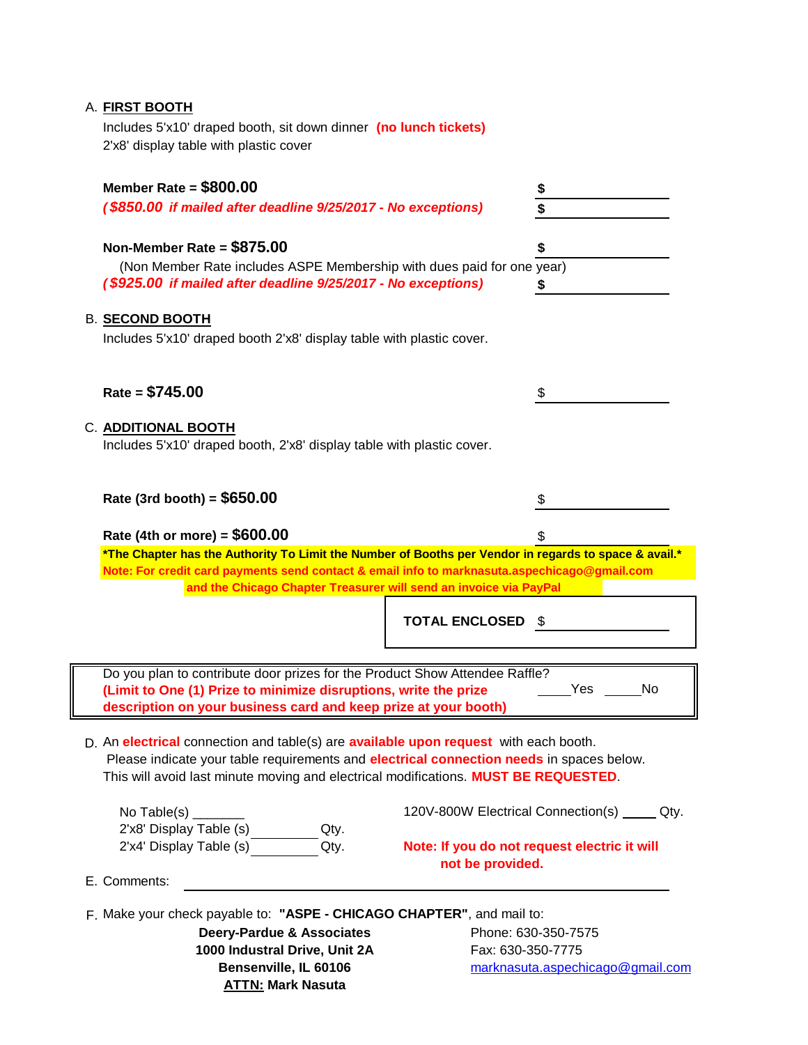A. **FIRST BOOTH**

Includes 5'x10' draped booth, sit down dinner **(no lunch tickets)**
2'x8' display table with plastic cover

**Member Rate = $800.00** $ \_\_\_\_\_\_\_\_\_\_\_\_
***($850.00 if mailed after deadline 9/25/2017 - No exceptions)*** $ \_\_\_\_\_\_\_\_\_\_\_\_

**Non-Member Rate = $875.00** $ \_\_\_\_\_\_\_\_\_\_\_\_
(Non Member Rate includes ASPE Membership with dues paid for one year)
***($925.00 if mailed after deadline 9/25/2017 - No exceptions)*** $ \_\_\_\_\_\_\_\_\_\_\_\_

B. **SECOND BOOTH**

Includes 5'x10' draped booth 2'x8' display table with plastic cover.

**Rate = $745.00** $ \_\_\_\_\_\_\_\_\_\_\_\_

C. **ADDITIONAL BOOTH**

Includes 5'x10' draped booth, 2'x8' display table with plastic cover.

**Rate (3rd booth) = $650.00** $ \_\_\_\_\_\_\_\_\_\_\_\_

**Rate (4th or more) = $600.00** $ \_\_\_\_\_\_\_\_\_\_\_\_

**\*The Chapter has the Authority To Limit the Number of Booths per Vendor in regards to space & avail.\***
**Note: For credit card payments send contact & email info to marknasuta.aspechicago@gmail.com and the Chicago Chapter Treasurer will send an invoice via PayPal**

**TOTAL ENCLOSED** $ \_\_\_\_\_\_\_\_\_\_\_\_

Do you plan to contribute door prizes for the Product Show Attendee Raffle? \_\_\_\_\_Yes \_\_\_\_\_No
**(Limit to One (1) Prize to minimize disruptions, write the prize description on your business card and keep prize at your booth)**

D. An **electrical** connection and table(s) are **available upon request** with each booth.
Please indicate your table requirements and **electrical connection needs** in spaces below.
This will avoid last minute moving and electrical modifications. **MUST BE REQUESTED**.

No Table(s) \_\_\_\_\_\_\_
2'x8' Display Table (s) \_\_\_\_\_\_\_\_\_ Qty.
2'x4' Display Table (s) \_\_\_\_\_\_\_\_\_ Qty.

120V-800W Electrical Connection(s) \_\_\_\_\_ Qty.

**Note: If you do not request electric it will not be provided.**

E. Comments: \_\_\_\_\_\_\_\_\_\_\_\_\_\_\_\_\_\_\_\_\_\_\_\_\_\_\_\_\_\_\_\_\_\_\_\_\_\_\_\_

F. Make your check payable to: **"ASPE - CHICAGO CHAPTER"**, and mail to:

**Deery-Pardue & Associates**
**1000 Industral Drive, Unit 2A**
**Bensenville, IL 60106**
**ATTN: Mark Nasuta**

Phone: 630-350-7575
Fax: 630-350-7775
marknasuta.aspechicago@gmail.com